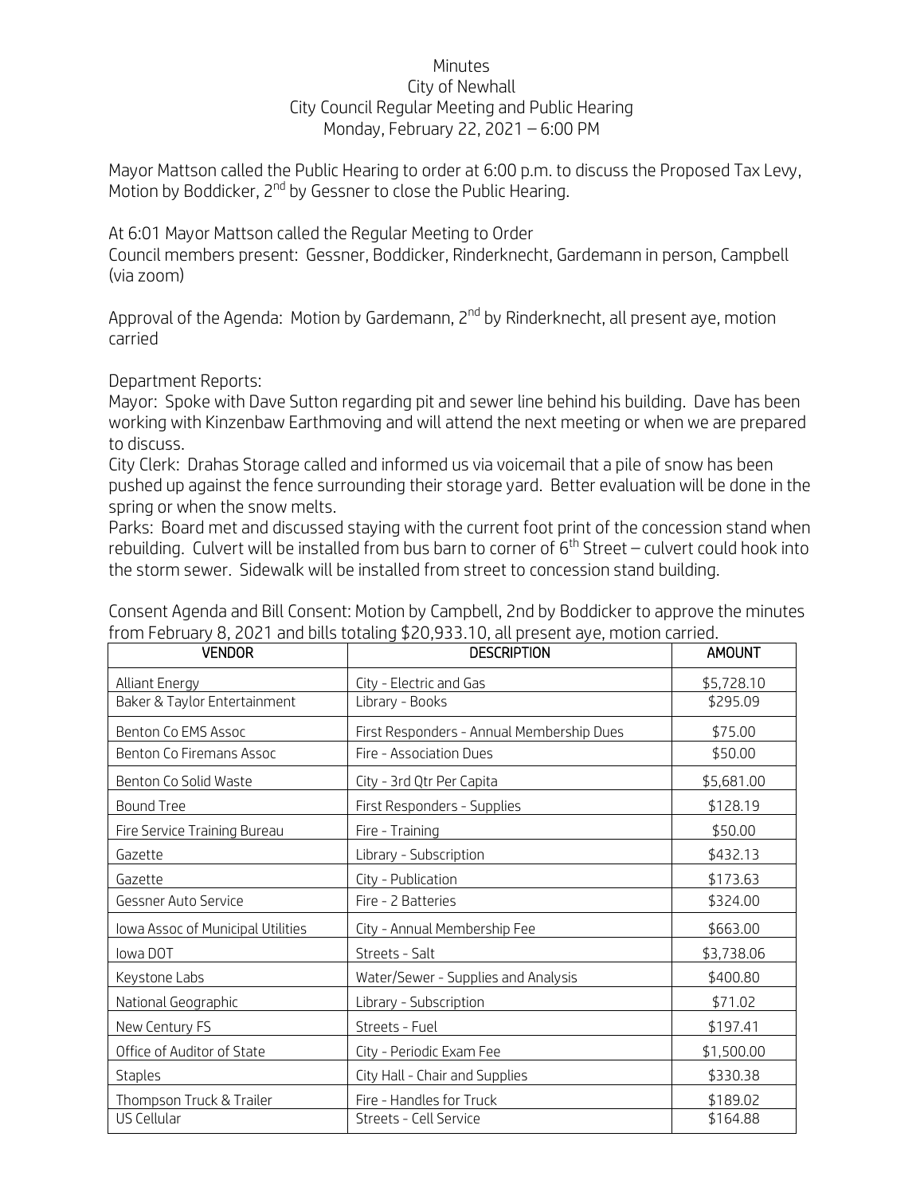# Minutes
## City of Newhall
## City Council Regular Meeting and Public Hearing
## Monday, February 22, 2021 – 6:00 PM

Mayor Mattson called the Public Hearing to order at 6:00 p.m. to discuss the Proposed Tax Levy, Motion by Boddicker, 2nd by Gessner to close the Public Hearing.

At 6:01 Mayor Mattson called the Regular Meeting to Order
Council members present: Gessner, Boddicker, Rinderknecht, Gardemann in person, Campbell (via zoom)

Approval of the Agenda: Motion by Gardemann, 2nd by Rinderknecht, all present aye, motion carried

Department Reports:
Mayor: Spoke with Dave Sutton regarding pit and sewer line behind his building. Dave has been working with Kinzenbaw Earthmoving and will attend the next meeting or when we are prepared to discuss.
City Clerk: Drahas Storage called and informed us via voicemail that a pile of snow has been pushed up against the fence surrounding their storage yard. Better evaluation will be done in the spring or when the snow melts.
Parks: Board met and discussed staying with the current foot print of the concession stand when rebuilding. Culvert will be installed from bus barn to corner of 6th Street – culvert could hook into the storm sewer. Sidewalk will be installed from street to concession stand building.

Consent Agenda and Bill Consent: Motion by Campbell, 2nd by Boddicker to approve the minutes from February 8, 2021 and bills totaling $20,933.10, all present aye, motion carried.

| VENDOR | DESCRIPTION | AMOUNT |
|---|---|---|
| Alliant Energy | City - Electric and Gas | $5,728.10 |
| Baker & Taylor Entertainment | Library - Books | $295.09 |
| Benton Co EMS Assoc | First Responders - Annual Membership Dues | $75.00 |
| Benton Co Firemans Assoc | Fire - Association Dues | $50.00 |
| Benton Co Solid Waste | City - 3rd Qtr Per Capita | $5,681.00 |
| Bound Tree | First Responders - Supplies | $128.19 |
| Fire Service Training Bureau | Fire - Training | $50.00 |
| Gazette | Library - Subscription | $432.13 |
| Gazette | City - Publication | $173.63 |
| Gessner Auto Service | Fire - 2 Batteries | $324.00 |
| Iowa Assoc of Municipal Utilities | City - Annual Membership Fee | $663.00 |
| Iowa DOT | Streets - Salt | $3,738.06 |
| Keystone Labs | Water/Sewer - Supplies and Analysis | $400.80 |
| National Geographic | Library - Subscription | $71.02 |
| New Century FS | Streets - Fuel | $197.41 |
| Office of Auditor of State | City - Periodic Exam Fee | $1,500.00 |
| Staples | City Hall - Chair and Supplies | $330.38 |
| Thompson Truck & Trailer | Fire - Handles for Truck | $189.02 |
| US Cellular | Streets - Cell Service | $164.88 |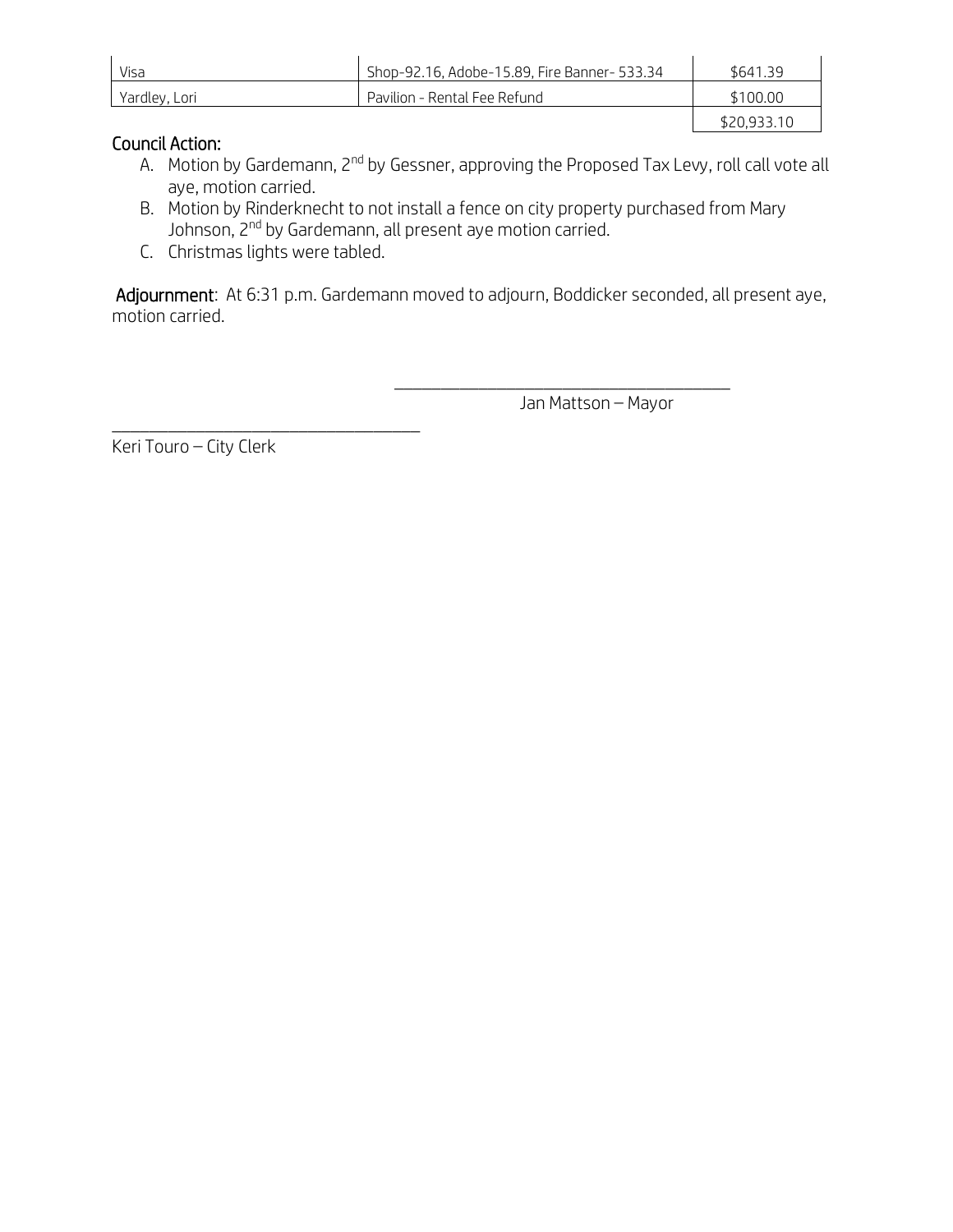| | | |
|---|---|---|
| Visa | Shop-92.16, Adobe-15.89, Fire Banner- 533.34 | $641.39 |
| Yardley, Lori | Pavilion - Rental Fee Refund | $100.00 |
| | | $20,933.10 |

**Council Action:**

A. Motion by Gardemann, 2nd by Gessner, approving the Proposed Tax Levy, roll call vote all aye, motion carried.
B. Motion by Rinderknecht to not install a fence on city property purchased from Mary Johnson, 2nd by Gardemann, all present aye motion carried.
C. Christmas lights were tabled.

**Adjournment**: At 6:31 p.m. Gardemann moved to adjourn, Boddicker seconded, all present aye, motion carried.

\_\_\_\_\_\_\_\_\_\_\_\_\_\_\_\_\_\_\_\_\_\_\_\_\_\_\_\_\_\_\_\_\_\_\_\_\_\_\_\_

Jan Mattson – Mayor

\_\_\_\_\_\_\_\_\_\_\_\_\_\_\_\_\_\_\_\_\_\_\_\_\_\_\_\_\_\_\_\_\_\_\_\_\_\_\_\_

Keri Touro – City Clerk